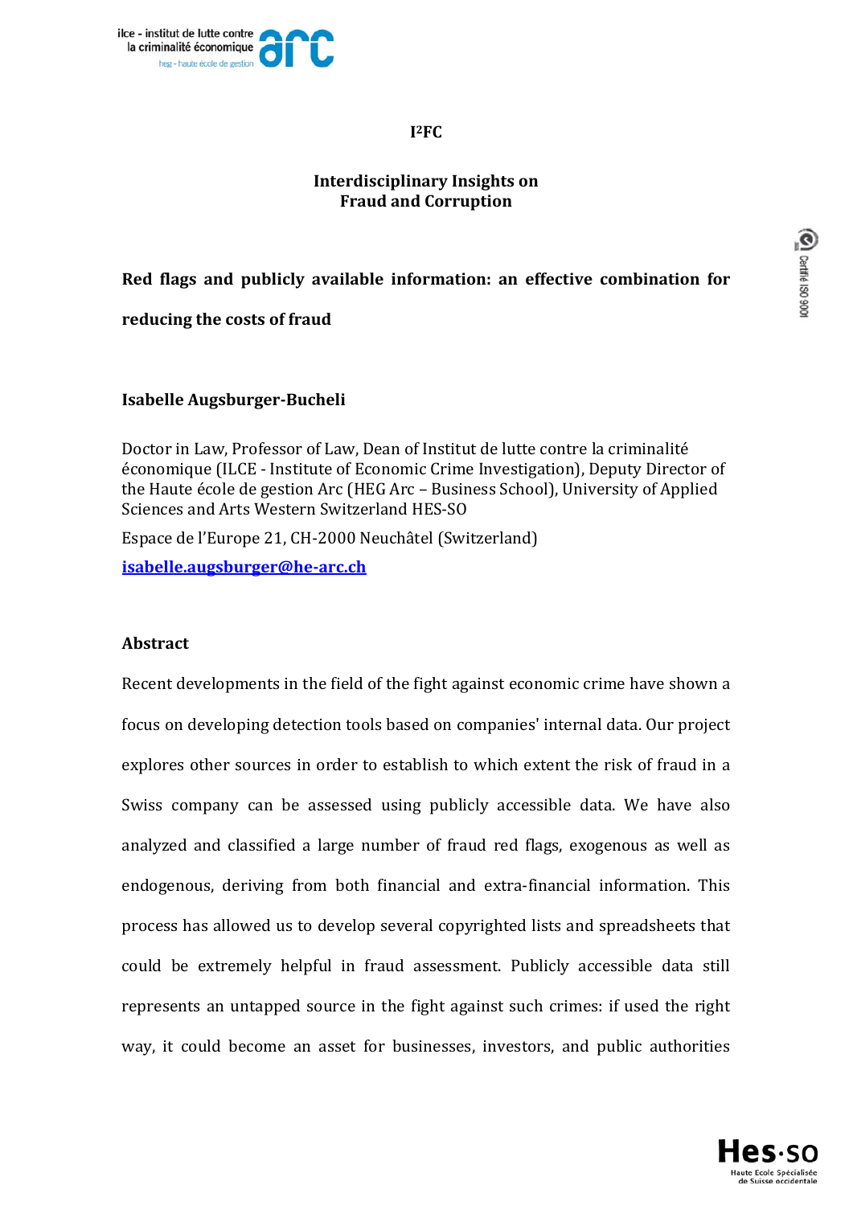I²FC

**Interdisciplinary Insights on Fraud and Corruption**

# Red flags and publicly available information: an effective combination for reducing the costs of fraud

**Isabelle Augsburger-Bucheli**

Doctor in Law, Professor of Law, Dean of Institut de lutte contre la criminalité économique (ILCE - Institute of Economic Crime Investigation), Deputy Director of the Haute école de gestion Arc (HEG Arc – Business School), University of Applied Sciences and Arts Western Switzerland HES-SO

Espace de l'Europe 21, CH-2000 Neuchâtel (Switzerland)

isabelle.augsburger@he-arc.ch

## Abstract

Recent developments in the field of the fight against economic crime have shown a focus on developing detection tools based on companies' internal data. Our project explores other sources in order to establish to which extent the risk of fraud in a Swiss company can be assessed using publicly accessible data. We have also analyzed and classified a large number of fraud red flags, exogenous as well as endogenous, deriving from both financial and extra-financial information. This process has allowed us to develop several copyrighted lists and spreadsheets that could be extremely helpful in fraud assessment. Publicly accessible data still represents an untapped source in the fight against such crimes: if used the right way, it could become an asset for businesses, investors, and public authorities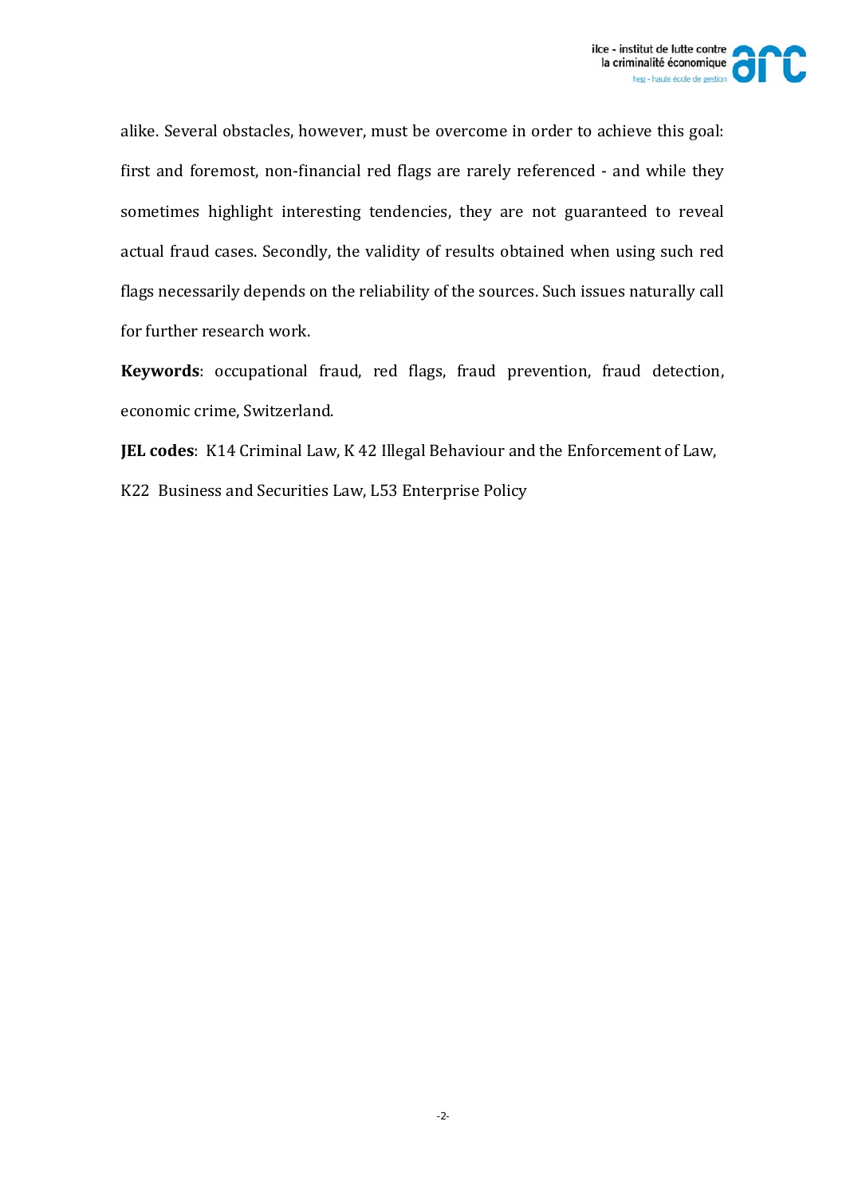alike. Several obstacles, however, must be overcome in order to achieve this goal: first and foremost, non-financial red flags are rarely referenced - and while they sometimes highlight interesting tendencies, they are not guaranteed to reveal actual fraud cases. Secondly, the validity of results obtained when using such red flags necessarily depends on the reliability of the sources. Such issues naturally call for further research work.

**Keywords**: occupational fraud, red flags, fraud prevention, fraud detection, economic crime, Switzerland.

**JEL codes**: K14 Criminal Law, K 42 Illegal Behaviour and the Enforcement of Law, K22 Business and Securities Law, L53 Enterprise Policy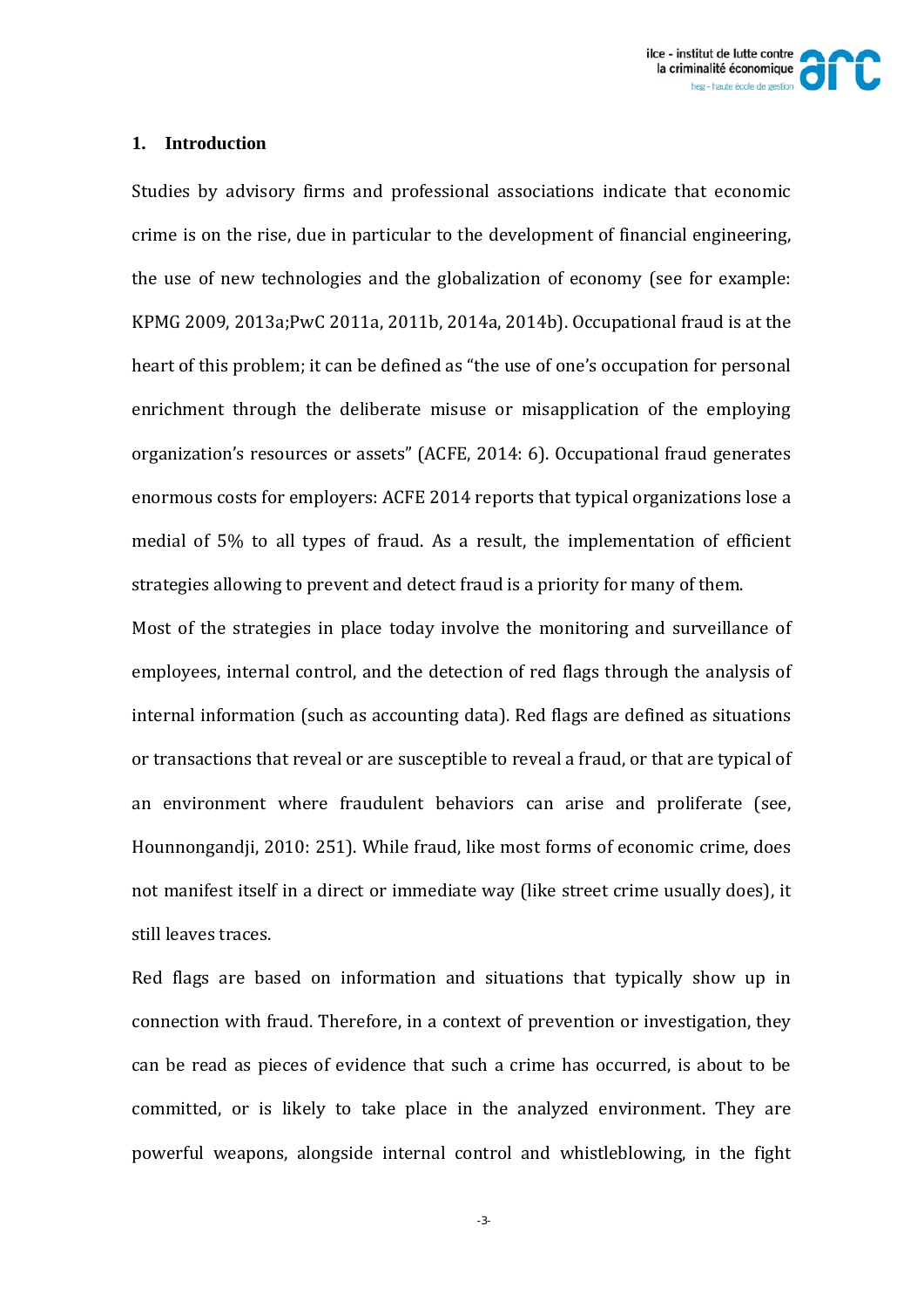## 1. Introduction

Studies by advisory firms and professional associations indicate that economic crime is on the rise, due in particular to the development of financial engineering, the use of new technologies and the globalization of economy (see for example: KPMG 2009, 2013a;PwC 2011a, 2011b, 2014a, 2014b). Occupational fraud is at the heart of this problem; it can be defined as "the use of one's occupation for personal enrichment through the deliberate misuse or misapplication of the employing organization's resources or assets" (ACFE, 2014: 6). Occupational fraud generates enormous costs for employers: ACFE 2014 reports that typical organizations lose a medial of 5% to all types of fraud. As a result, the implementation of efficient strategies allowing to prevent and detect fraud is a priority for many of them.

Most of the strategies in place today involve the monitoring and surveillance of employees, internal control, and the detection of red flags through the analysis of internal information (such as accounting data). Red flags are defined as situations or transactions that reveal or are susceptible to reveal a fraud, or that are typical of an environment where fraudulent behaviors can arise and proliferate (see, Hounnongandji, 2010: 251). While fraud, like most forms of economic crime, does not manifest itself in a direct or immediate way (like street crime usually does), it still leaves traces.

Red flags are based on information and situations that typically show up in connection with fraud. Therefore, in a context of prevention or investigation, they can be read as pieces of evidence that such a crime has occurred, is about to be committed, or is likely to take place in the analyzed environment. They are powerful weapons, alongside internal control and whistleblowing, in the fight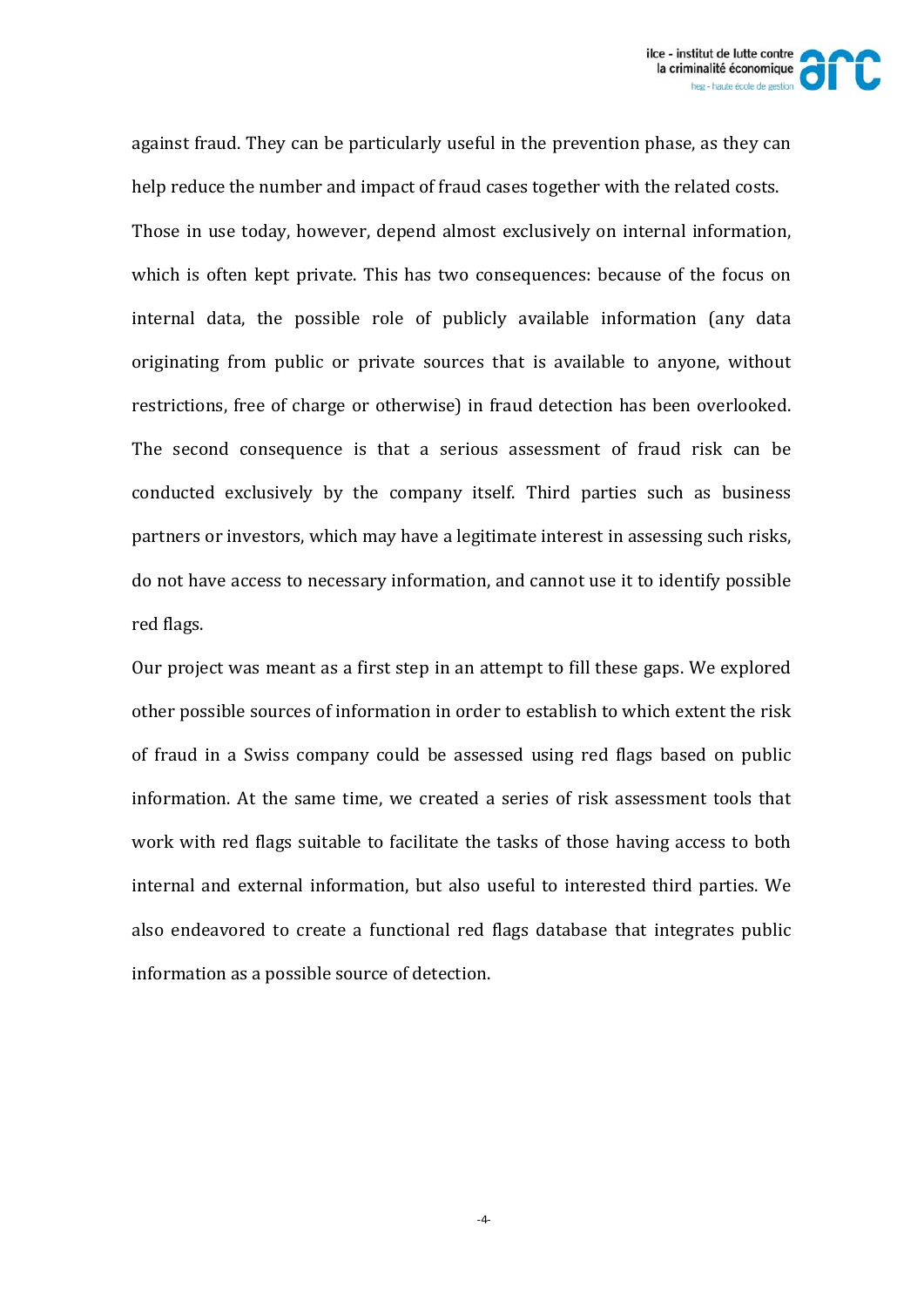against fraud. They can be particularly useful in the prevention phase, as they can help reduce the number and impact of fraud cases together with the related costs. Those in use today, however, depend almost exclusively on internal information, which is often kept private. This has two consequences: because of the focus on internal data, the possible role of publicly available information (any data originating from public or private sources that is available to anyone, without restrictions, free of charge or otherwise) in fraud detection has been overlooked. The second consequence is that a serious assessment of fraud risk can be conducted exclusively by the company itself. Third parties such as business partners or investors, which may have a legitimate interest in assessing such risks, do not have access to necessary information, and cannot use it to identify possible red flags.

Our project was meant as a first step in an attempt to fill these gaps. We explored other possible sources of information in order to establish to which extent the risk of fraud in a Swiss company could be assessed using red flags based on public information. At the same time, we created a series of risk assessment tools that work with red flags suitable to facilitate the tasks of those having access to both internal and external information, but also useful to interested third parties. We also endeavored to create a functional red flags database that integrates public information as a possible source of detection.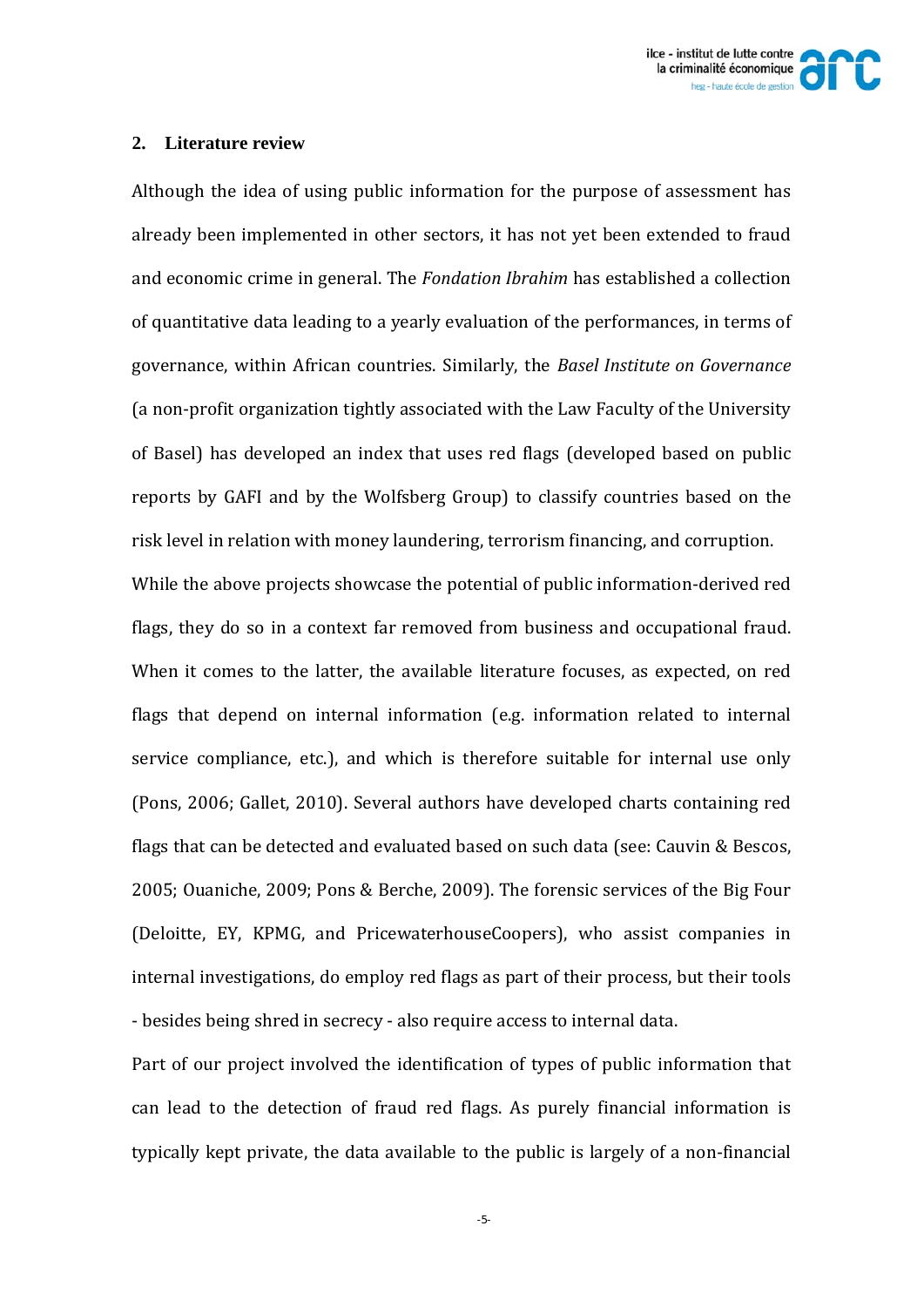## 2. Literature review

Although the idea of using public information for the purpose of assessment has already been implemented in other sectors, it has not yet been extended to fraud and economic crime in general. The *Fondation Ibrahim* has established a collection of quantitative data leading to a yearly evaluation of the performances, in terms of governance, within African countries. Similarly, the *Basel Institute on Governance* (a non-profit organization tightly associated with the Law Faculty of the University of Basel) has developed an index that uses red flags (developed based on public reports by GAFI and by the Wolfsberg Group) to classify countries based on the risk level in relation with money laundering, terrorism financing, and corruption.

While the above projects showcase the potential of public information-derived red flags, they do so in a context far removed from business and occupational fraud. When it comes to the latter, the available literature focuses, as expected, on red flags that depend on internal information (e.g. information related to internal service compliance, etc.), and which is therefore suitable for internal use only (Pons, 2006; Gallet, 2010). Several authors have developed charts containing red flags that can be detected and evaluated based on such data (see: Cauvin & Bescos, 2005; Ouaniche, 2009; Pons & Berche, 2009). The forensic services of the Big Four (Deloitte, EY, KPMG, and PricewaterhouseCoopers), who assist companies in internal investigations, do employ red flags as part of their process, but their tools - besides being shred in secrecy - also require access to internal data.

Part of our project involved the identification of types of public information that can lead to the detection of fraud red flags. As purely financial information is typically kept private, the data available to the public is largely of a non-financial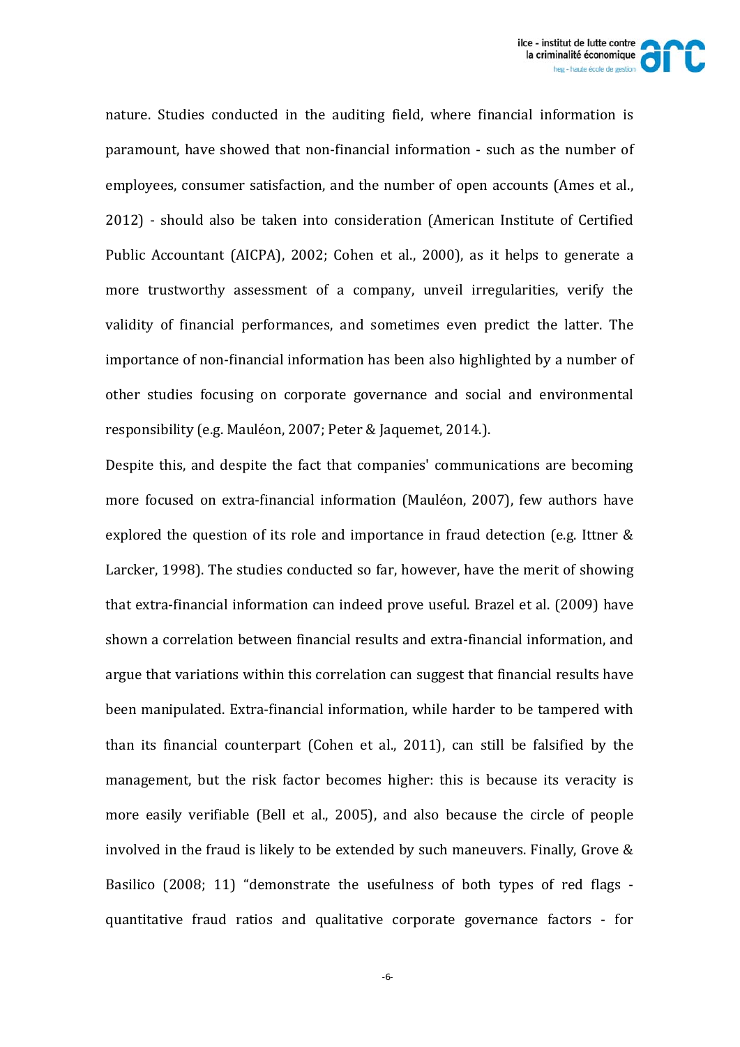nature. Studies conducted in the auditing field, where financial information is paramount, have showed that non-financial information - such as the number of employees, consumer satisfaction, and the number of open accounts (Ames et al., 2012) - should also be taken into consideration (American Institute of Certified Public Accountant (AICPA), 2002; Cohen et al., 2000), as it helps to generate a more trustworthy assessment of a company, unveil irregularities, verify the validity of financial performances, and sometimes even predict the latter. The importance of non-financial information has been also highlighted by a number of other studies focusing on corporate governance and social and environmental responsibility (e.g. Mauléon, 2007; Peter & Jaquemet, 2014.).

Despite this, and despite the fact that companies' communications are becoming more focused on extra-financial information (Mauléon, 2007), few authors have explored the question of its role and importance in fraud detection (e.g. Ittner & Larcker, 1998). The studies conducted so far, however, have the merit of showing that extra-financial information can indeed prove useful. Brazel et al. (2009) have shown a correlation between financial results and extra-financial information, and argue that variations within this correlation can suggest that financial results have been manipulated. Extra-financial information, while harder to be tampered with than its financial counterpart (Cohen et al., 2011), can still be falsified by the management, but the risk factor becomes higher: this is because its veracity is more easily verifiable (Bell et al., 2005), and also because the circle of people involved in the fraud is likely to be extended by such maneuvers. Finally, Grove & Basilico (2008; 11) "demonstrate the usefulness of both types of red flags - quantitative fraud ratios and qualitative corporate governance factors - for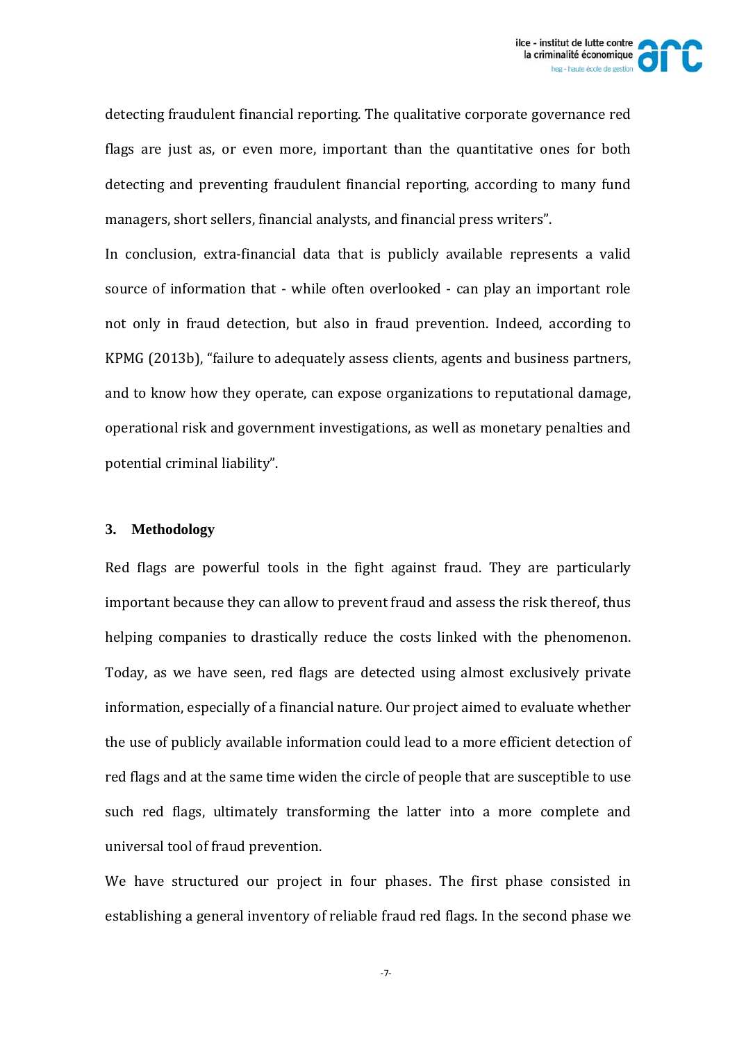detecting fraudulent financial reporting. The qualitative corporate governance red flags are just as, or even more, important than the quantitative ones for both detecting and preventing fraudulent financial reporting, according to many fund managers, short sellers, financial analysts, and financial press writers".

In conclusion, extra-financial data that is publicly available represents a valid source of information that - while often overlooked - can play an important role not only in fraud detection, but also in fraud prevention. Indeed, according to KPMG (2013b), "failure to adequately assess clients, agents and business partners, and to know how they operate, can expose organizations to reputational damage, operational risk and government investigations, as well as monetary penalties and potential criminal liability".

## 3. Methodology

Red flags are powerful tools in the fight against fraud. They are particularly important because they can allow to prevent fraud and assess the risk thereof, thus helping companies to drastically reduce the costs linked with the phenomenon. Today, as we have seen, red flags are detected using almost exclusively private information, especially of a financial nature. Our project aimed to evaluate whether the use of publicly available information could lead to a more efficient detection of red flags and at the same time widen the circle of people that are susceptible to use such red flags, ultimately transforming the latter into a more complete and universal tool of fraud prevention.

We have structured our project in four phases. The first phase consisted in establishing a general inventory of reliable fraud red flags. In the second phase we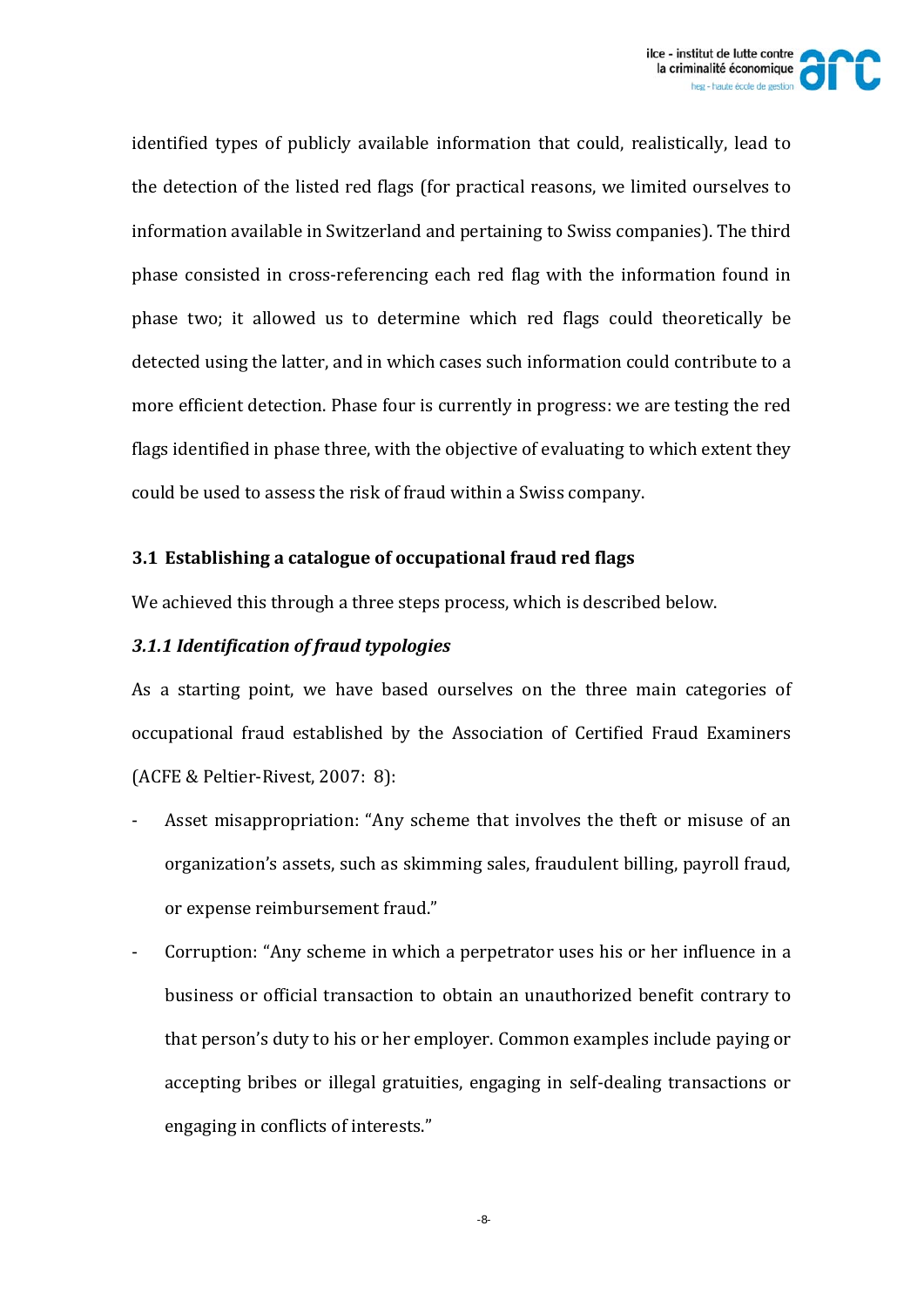identified types of publicly available information that could, realistically, lead to the detection of the listed red flags (for practical reasons, we limited ourselves to information available in Switzerland and pertaining to Swiss companies). The third phase consisted in cross-referencing each red flag with the information found in phase two; it allowed us to determine which red flags could theoretically be detected using the latter, and in which cases such information could contribute to a more efficient detection. Phase four is currently in progress: we are testing the red flags identified in phase three, with the objective of evaluating to which extent they could be used to assess the risk of fraud within a Swiss company.

### 3.1 Establishing a catalogue of occupational fraud red flags

We achieved this through a three steps process, which is described below.

#### *3.1.1 Identification of fraud typologies*

As a starting point, we have based ourselves on the three main categories of occupational fraud established by the Association of Certified Fraud Examiners (ACFE & Peltier-Rivest, 2007: 8):

- Asset misappropriation: "Any scheme that involves the theft or misuse of an organization's assets, such as skimming sales, fraudulent billing, payroll fraud, or expense reimbursement fraud."
- Corruption: "Any scheme in which a perpetrator uses his or her influence in a business or official transaction to obtain an unauthorized benefit contrary to that person's duty to his or her employer. Common examples include paying or accepting bribes or illegal gratuities, engaging in self-dealing transactions or engaging in conflicts of interests."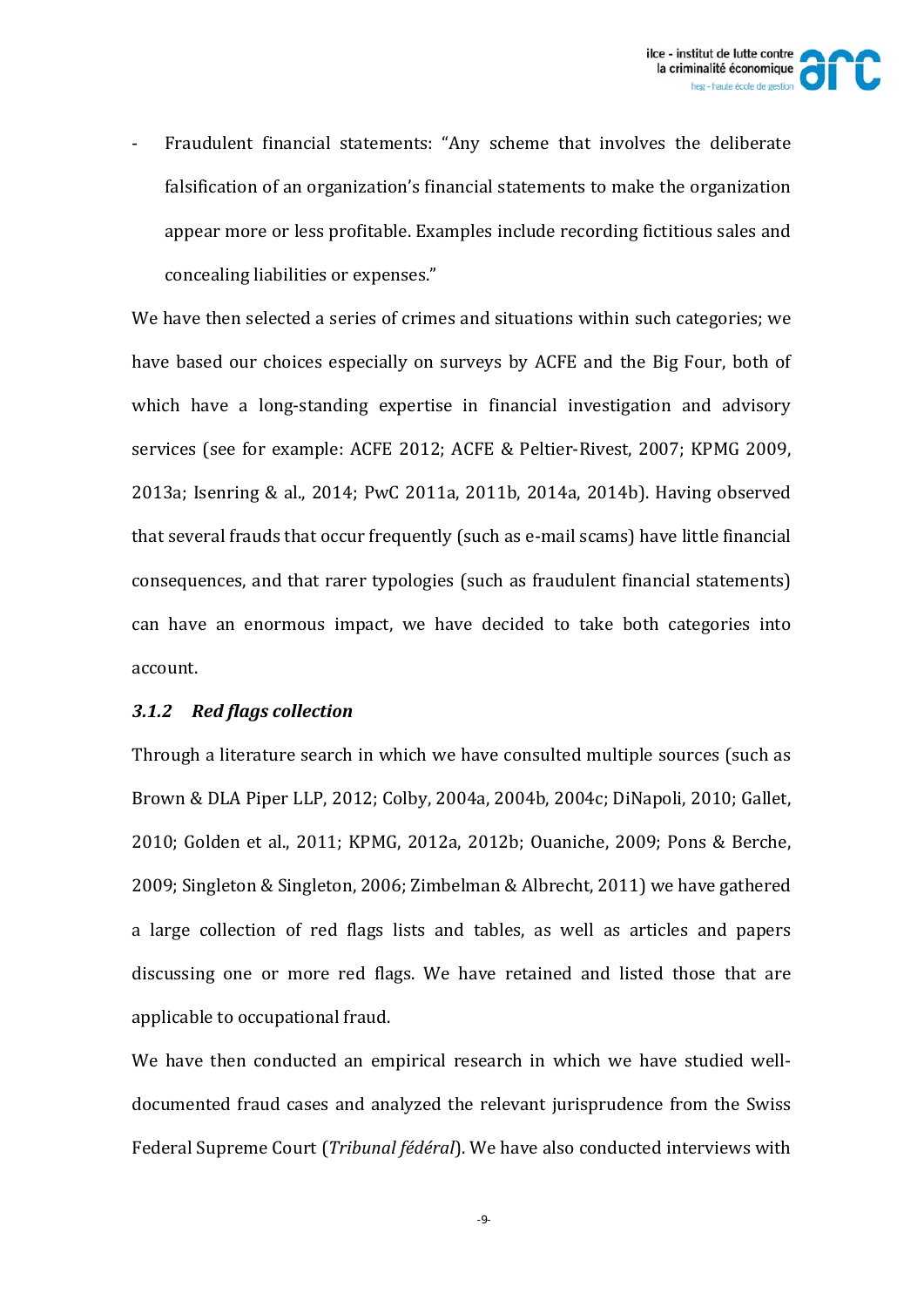- Fraudulent financial statements: "Any scheme that involves the deliberate falsification of an organization's financial statements to make the organization appear more or less profitable. Examples include recording fictitious sales and concealing liabilities or expenses."

We have then selected a series of crimes and situations within such categories; we have based our choices especially on surveys by ACFE and the Big Four, both of which have a long-standing expertise in financial investigation and advisory services (see for example: ACFE 2012; ACFE & Peltier-Rivest, 2007; KPMG 2009, 2013a; Isenring & al., 2014; PwC 2011a, 2011b, 2014a, 2014b). Having observed that several frauds that occur frequently (such as e-mail scams) have little financial consequences, and that rarer typologies (such as fraudulent financial statements) can have an enormous impact, we have decided to take both categories into account.

### *3.1.2 Red flags collection*

Through a literature search in which we have consulted multiple sources (such as Brown & DLA Piper LLP, 2012; Colby, 2004a, 2004b, 2004c; DiNapoli, 2010; Gallet, 2010; Golden et al., 2011; KPMG, 2012a, 2012b; Ouaniche, 2009; Pons & Berche, 2009; Singleton & Singleton, 2006; Zimbelman & Albrecht, 2011) we have gathered a large collection of red flags lists and tables, as well as articles and papers discussing one or more red flags. We have retained and listed those that are applicable to occupational fraud.

We have then conducted an empirical research in which we have studied well-documented fraud cases and analyzed the relevant jurisprudence from the Swiss Federal Supreme Court (*Tribunal fédéral*). We have also conducted interviews with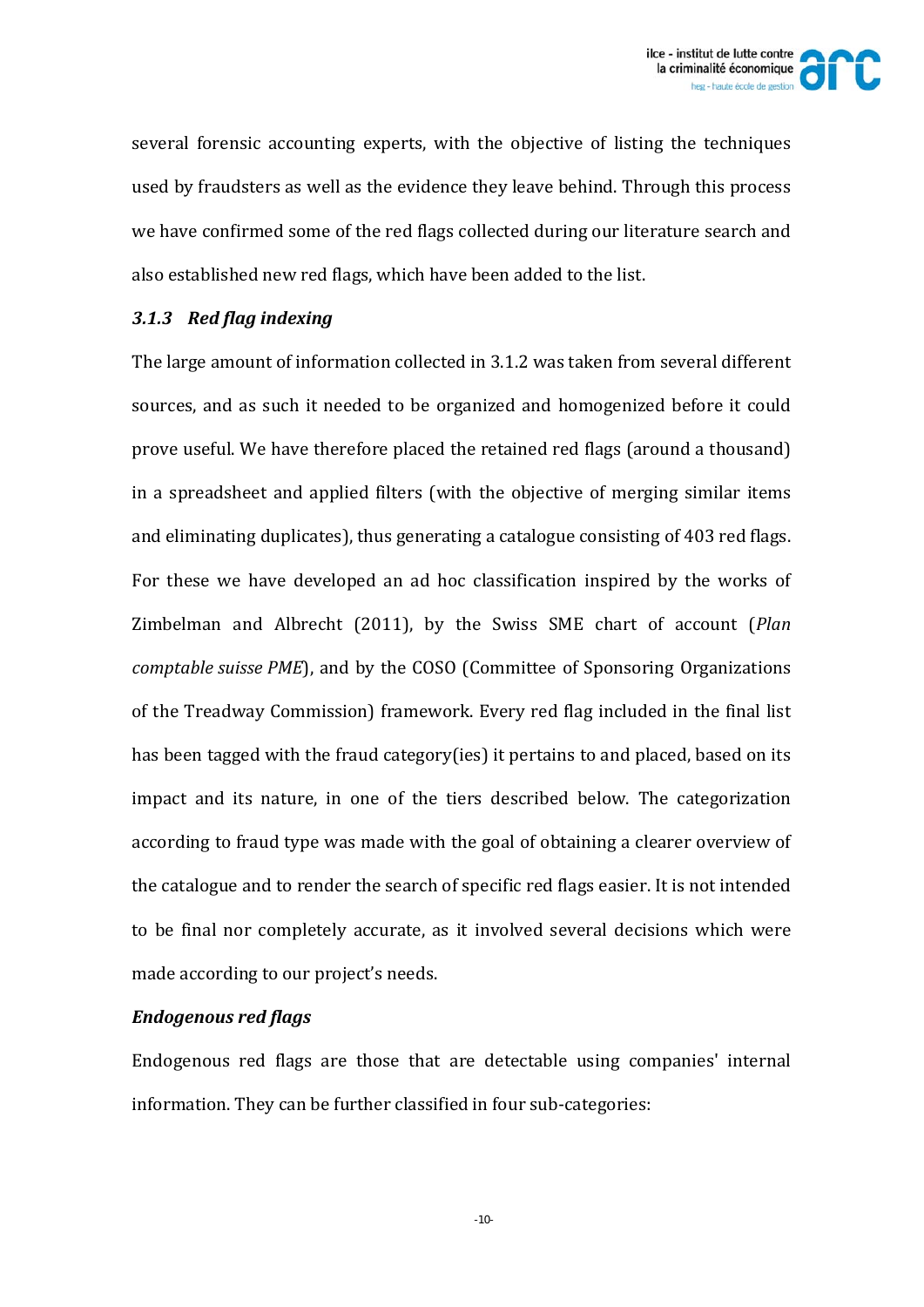several forensic accounting experts, with the objective of listing the techniques used by fraudsters as well as the evidence they leave behind. Through this process we have confirmed some of the red flags collected during our literature search and also established new red flags, which have been added to the list.

### *3.1.3 Red flag indexing*

The large amount of information collected in 3.1.2 was taken from several different sources, and as such it needed to be organized and homogenized before it could prove useful. We have therefore placed the retained red flags (around a thousand) in a spreadsheet and applied filters (with the objective of merging similar items and eliminating duplicates), thus generating a catalogue consisting of 403 red flags. For these we have developed an ad hoc classification inspired by the works of Zimbelman and Albrecht (2011), by the Swiss SME chart of account (*Plan comptable suisse PME*), and by the COSO (Committee of Sponsoring Organizations of the Treadway Commission) framework. Every red flag included in the final list has been tagged with the fraud category(ies) it pertains to and placed, based on its impact and its nature, in one of the tiers described below. The categorization according to fraud type was made with the goal of obtaining a clearer overview of the catalogue and to render the search of specific red flags easier. It is not intended to be final nor completely accurate, as it involved several decisions which were made according to our project's needs.

***Endogenous red flags***

Endogenous red flags are those that are detectable using companies' internal information. They can be further classified in four sub-categories: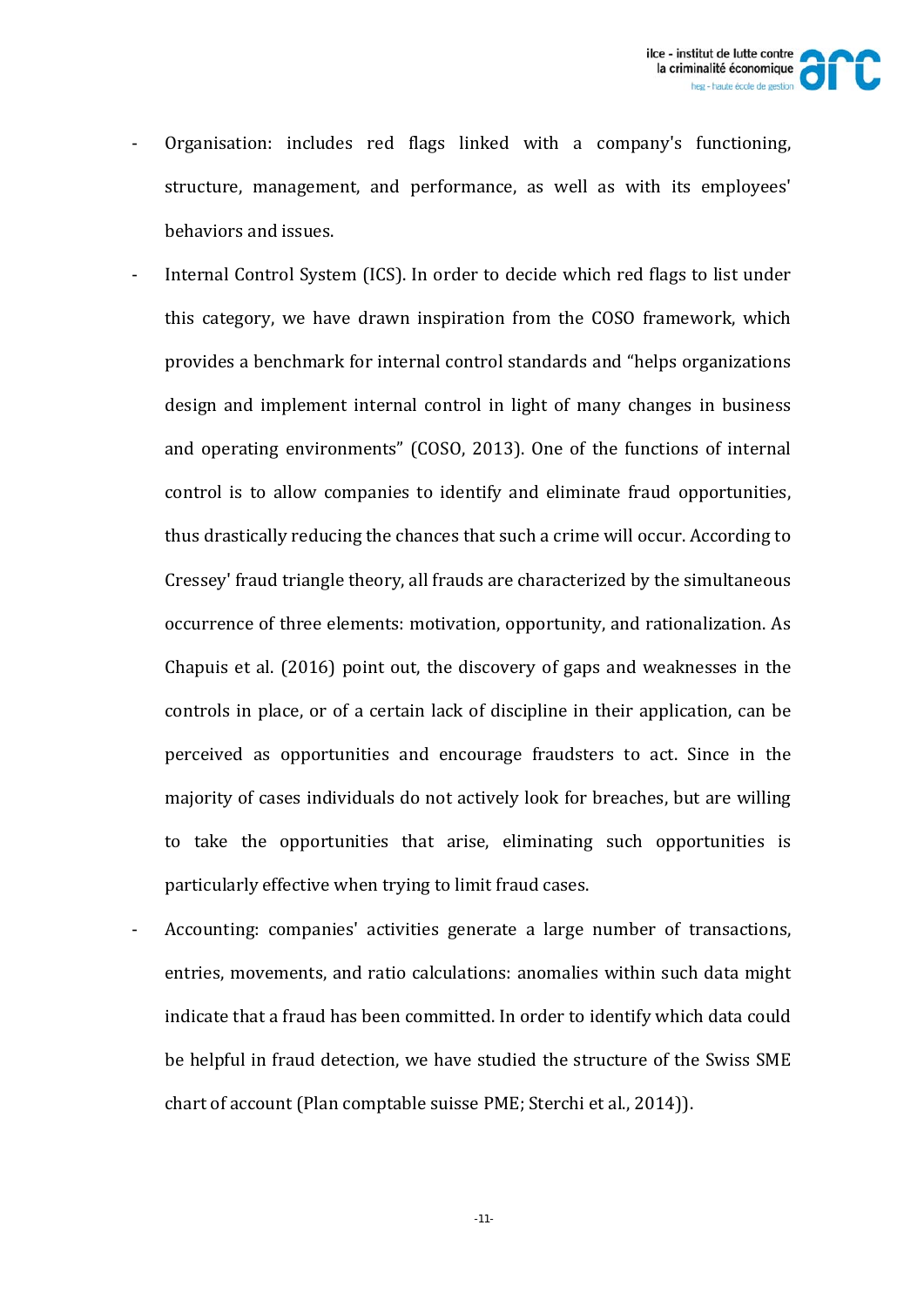- Organisation: includes red flags linked with a company's functioning, structure, management, and performance, as well as with its employees' behaviors and issues.
- Internal Control System (ICS). In order to decide which red flags to list under this category, we have drawn inspiration from the COSO framework, which provides a benchmark for internal control standards and "helps organizations design and implement internal control in light of many changes in business and operating environments" (COSO, 2013). One of the functions of internal control is to allow companies to identify and eliminate fraud opportunities, thus drastically reducing the chances that such a crime will occur. According to Cressey' fraud triangle theory, all frauds are characterized by the simultaneous occurrence of three elements: motivation, opportunity, and rationalization. As Chapuis et al. (2016) point out, the discovery of gaps and weaknesses in the controls in place, or of a certain lack of discipline in their application, can be perceived as opportunities and encourage fraudsters to act. Since in the majority of cases individuals do not actively look for breaches, but are willing to take the opportunities that arise, eliminating such opportunities is particularly effective when trying to limit fraud cases.
- Accounting: companies' activities generate a large number of transactions, entries, movements, and ratio calculations: anomalies within such data might indicate that a fraud has been committed. In order to identify which data could be helpful in fraud detection, we have studied the structure of the Swiss SME chart of account (Plan comptable suisse PME; Sterchi et al., 2014)).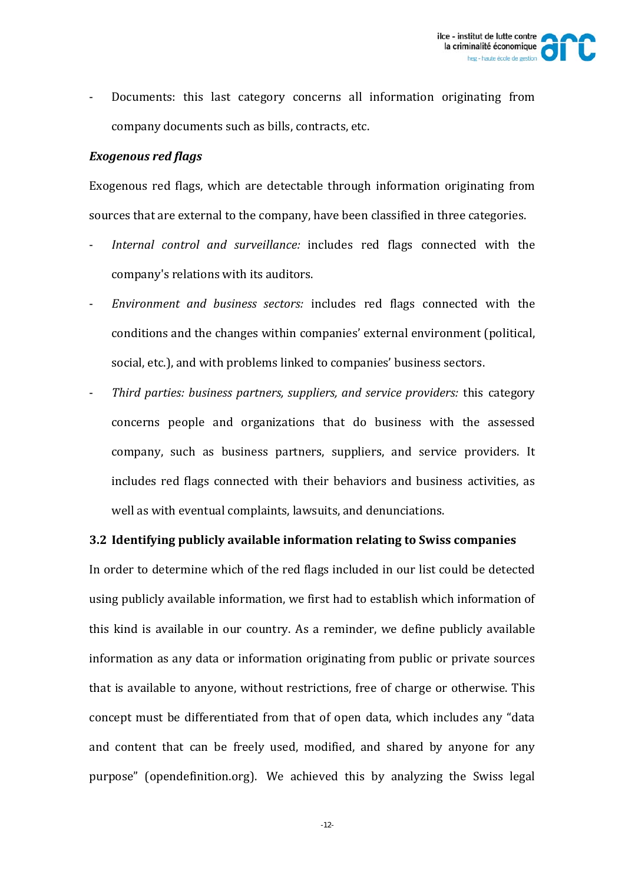- Documents: this last category concerns all information originating from company documents such as bills, contracts, etc.

***Exogenous red flags***

Exogenous red flags, which are detectable through information originating from sources that are external to the company, have been classified in three categories.

- *Internal control and surveillance:* includes red flags connected with the company's relations with its auditors.
- *Environment and business sectors:* includes red flags connected with the conditions and the changes within companies' external environment (political, social, etc.), and with problems linked to companies' business sectors.
- *Third parties: business partners, suppliers, and service providers:* this category concerns people and organizations that do business with the assessed company, such as business partners, suppliers, and service providers. It includes red flags connected with their behaviors and business activities, as well as with eventual complaints, lawsuits, and denunciations.

### 3.2 Identifying publicly available information relating to Swiss companies

In order to determine which of the red flags included in our list could be detected using publicly available information, we first had to establish which information of this kind is available in our country. As a reminder, we define publicly available information as any data or information originating from public or private sources that is available to anyone, without restrictions, free of charge or otherwise. This concept must be differentiated from that of open data, which includes any "data and content that can be freely used, modified, and shared by anyone for any purpose" (opendefinition.org). We achieved this by analyzing the Swiss legal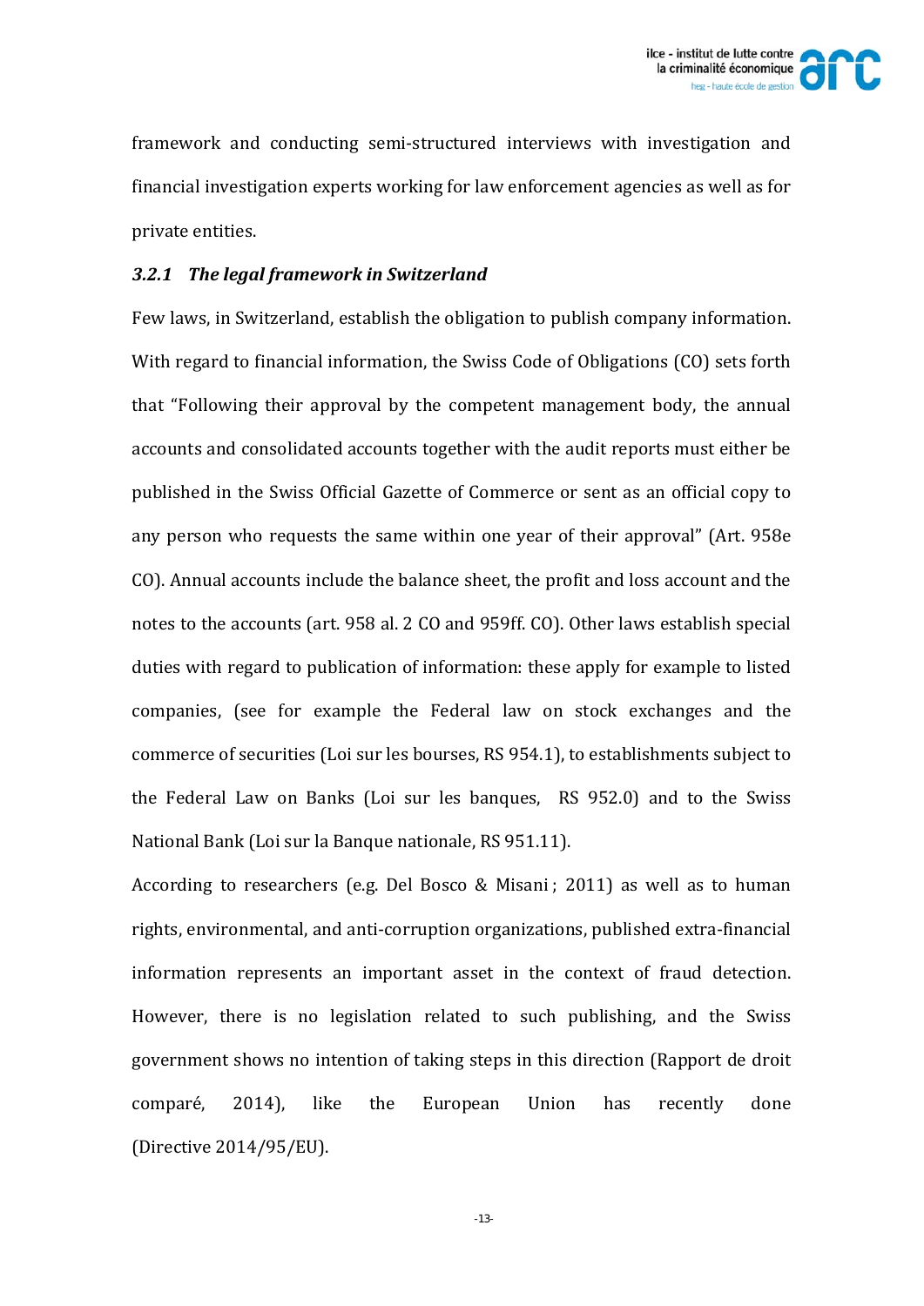framework and conducting semi-structured interviews with investigation and financial investigation experts working for law enforcement agencies as well as for private entities.

### *3.2.1 The legal framework in Switzerland*

Few laws, in Switzerland, establish the obligation to publish company information. With regard to financial information, the Swiss Code of Obligations (CO) sets forth that "Following their approval by the competent management body, the annual accounts and consolidated accounts together with the audit reports must either be published in the Swiss Official Gazette of Commerce or sent as an official copy to any person who requests the same within one year of their approval" (Art. 958e CO). Annual accounts include the balance sheet, the profit and loss account and the notes to the accounts (art. 958 al. 2 CO and 959ff. CO). Other laws establish special duties with regard to publication of information: these apply for example to listed companies, (see for example the Federal law on stock exchanges and the commerce of securities (Loi sur les bourses, RS 954.1), to establishments subject to the Federal Law on Banks (Loi sur les banques, RS 952.0) and to the Swiss National Bank (Loi sur la Banque nationale, RS 951.11).

According to researchers (e.g. Del Bosco & Misani ; 2011) as well as to human rights, environmental, and anti-corruption organizations, published extra-financial information represents an important asset in the context of fraud detection. However, there is no legislation related to such publishing, and the Swiss government shows no intention of taking steps in this direction (Rapport de droit comparé, 2014), like the European Union has recently done (Directive 2014/95/EU).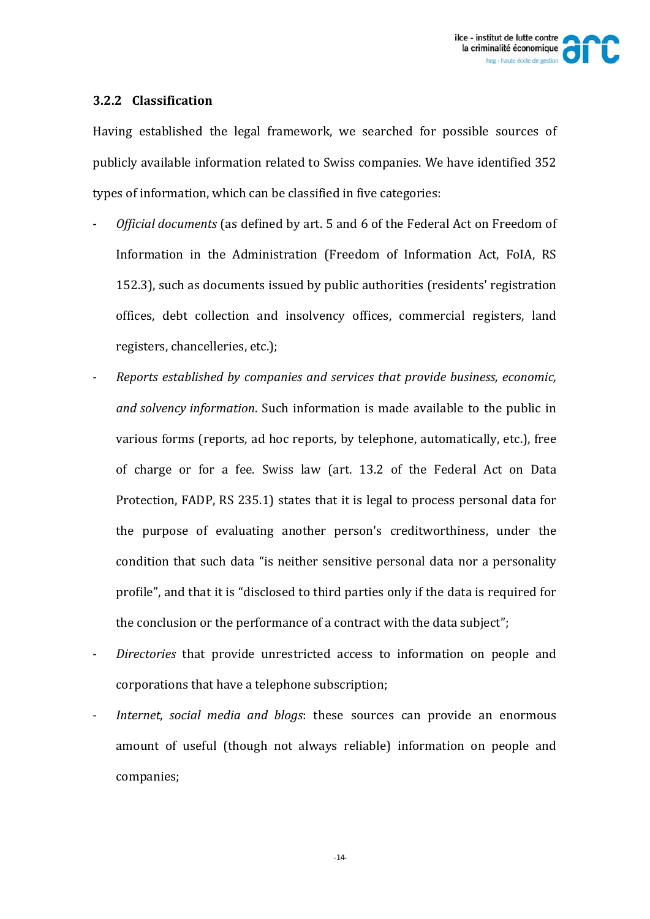### 3.2.2 Classification

Having established the legal framework, we searched for possible sources of publicly available information related to Swiss companies. We have identified 352 types of information, which can be classified in five categories:

- *Official documents* (as defined by art. 5 and 6 of the Federal Act on Freedom of Information in the Administration (Freedom of Information Act, FoIA, RS 152.3), such as documents issued by public authorities (residents' registration offices, debt collection and insolvency offices, commercial registers, land registers, chancelleries, etc.);
- *Reports established by companies and services that provide business, economic, and solvency information*. Such information is made available to the public in various forms (reports, ad hoc reports, by telephone, automatically, etc.), free of charge or for a fee. Swiss law (art. 13.2 of the Federal Act on Data Protection, FADP, RS 235.1) states that it is legal to process personal data for the purpose of evaluating another person's creditworthiness, under the condition that such data "is neither sensitive personal data nor a personality profile", and that it is "disclosed to third parties only if the data is required for the conclusion or the performance of a contract with the data subject";
- *Directories* that provide unrestricted access to information on people and corporations that have a telephone subscription;
- *Internet, social media and blogs*: these sources can provide an enormous amount of useful (though not always reliable) information on people and companies;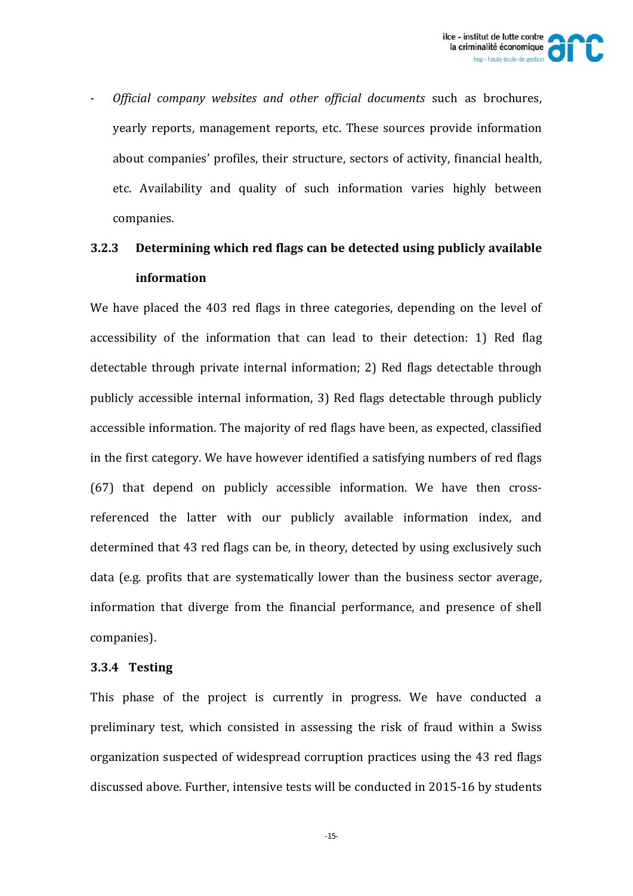- *Official company websites and other official documents* such as brochures, yearly reports, management reports, etc. These sources provide information about companies' profiles, their structure, sectors of activity, financial health, etc. Availability and quality of such information varies highly between companies.

### 3.2.3 Determining which red flags can be detected using publicly available information

We have placed the 403 red flags in three categories, depending on the level of accessibility of the information that can lead to their detection: 1) Red flag detectable through private internal information; 2) Red flags detectable through publicly accessible internal information, 3) Red flags detectable through publicly accessible information. The majority of red flags have been, as expected, classified in the first category. We have however identified a satisfying numbers of red flags (67) that depend on publicly accessible information. We have then cross-referenced the latter with our publicly available information index, and determined that 43 red flags can be, in theory, detected by using exclusively such data (e.g. profits that are systematically lower than the business sector average, information that diverge from the financial performance, and presence of shell companies).

### 3.3.4 Testing

This phase of the project is currently in progress. We have conducted a preliminary test, which consisted in assessing the risk of fraud within a Swiss organization suspected of widespread corruption practices using the 43 red flags discussed above. Further, intensive tests will be conducted in 2015-16 by students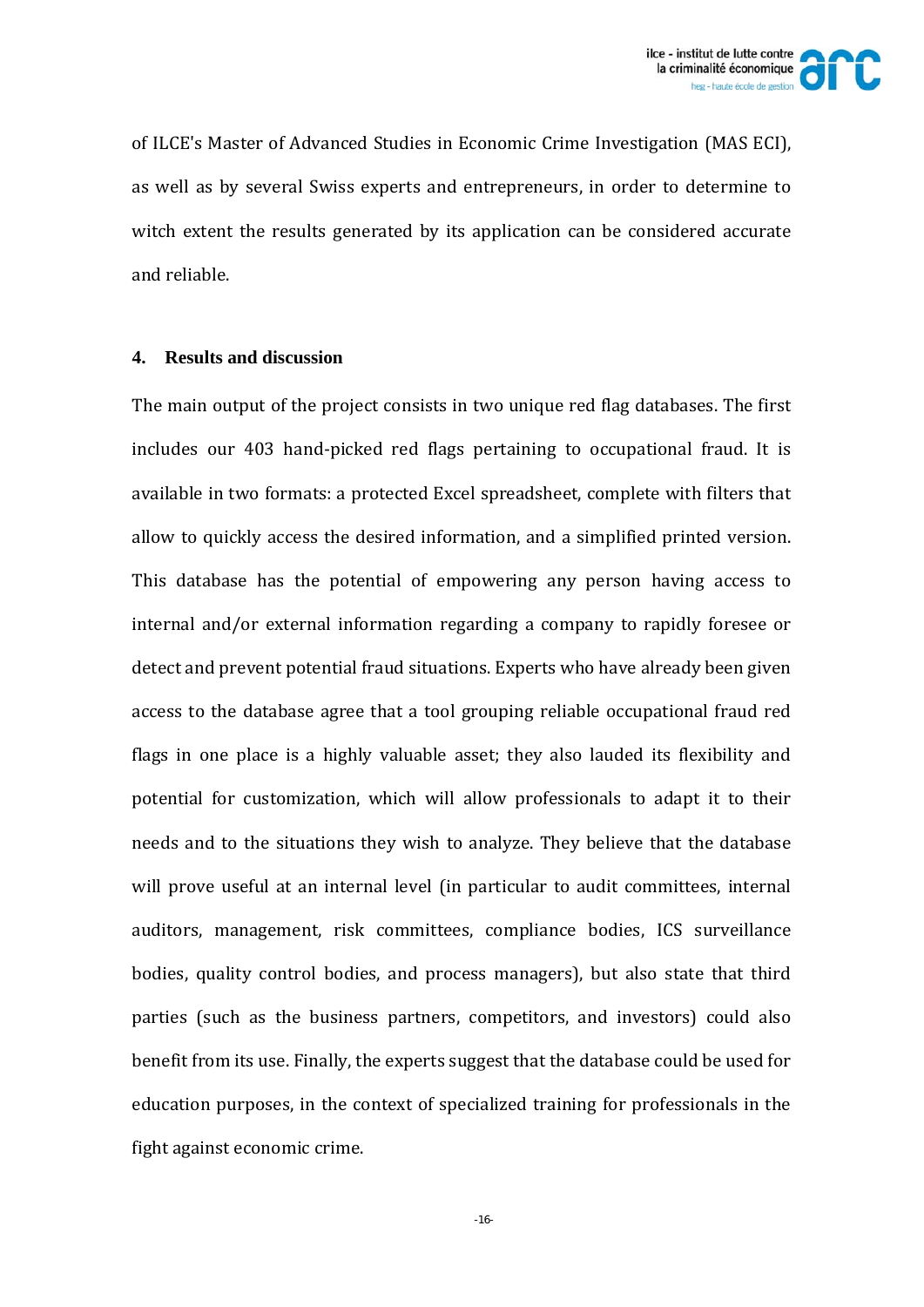of ILCE's Master of Advanced Studies in Economic Crime Investigation (MAS ECI), as well as by several Swiss experts and entrepreneurs, in order to determine to witch extent the results generated by its application can be considered accurate and reliable.

## 4. Results and discussion

The main output of the project consists in two unique red flag databases. The first includes our 403 hand-picked red flags pertaining to occupational fraud. It is available in two formats: a protected Excel spreadsheet, complete with filters that allow to quickly access the desired information, and a simplified printed version. This database has the potential of empowering any person having access to internal and/or external information regarding a company to rapidly foresee or detect and prevent potential fraud situations. Experts who have already been given access to the database agree that a tool grouping reliable occupational fraud red flags in one place is a highly valuable asset; they also lauded its flexibility and potential for customization, which will allow professionals to adapt it to their needs and to the situations they wish to analyze. They believe that the database will prove useful at an internal level (in particular to audit committees, internal auditors, management, risk committees, compliance bodies, ICS surveillance bodies, quality control bodies, and process managers), but also state that third parties (such as the business partners, competitors, and investors) could also benefit from its use. Finally, the experts suggest that the database could be used for education purposes, in the context of specialized training for professionals in the fight against economic crime.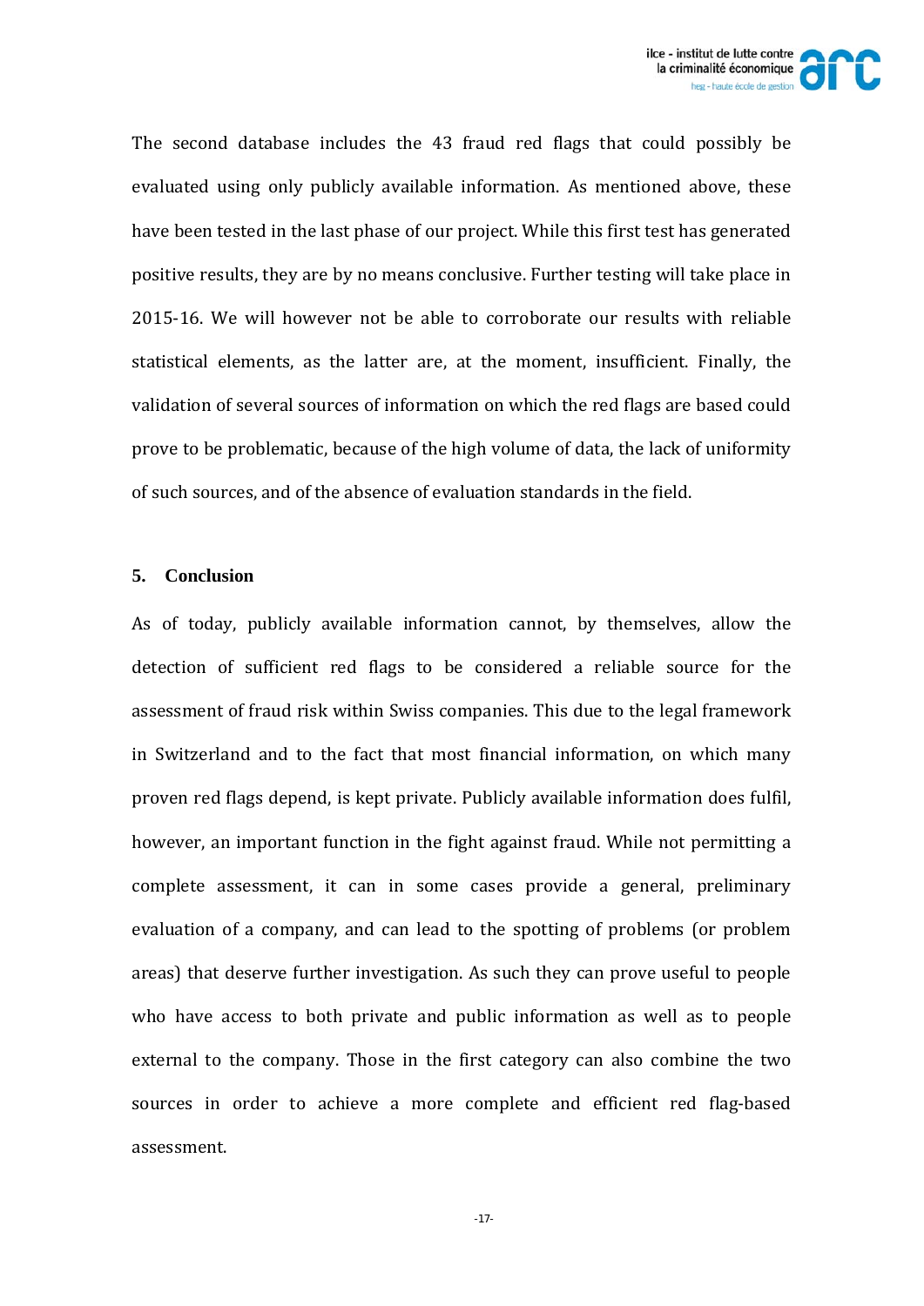The second database includes the 43 fraud red flags that could possibly be evaluated using only publicly available information. As mentioned above, these have been tested in the last phase of our project. While this first test has generated positive results, they are by no means conclusive. Further testing will take place in 2015-16. We will however not be able to corroborate our results with reliable statistical elements, as the latter are, at the moment, insufficient. Finally, the validation of several sources of information on which the red flags are based could prove to be problematic, because of the high volume of data, the lack of uniformity of such sources, and of the absence of evaluation standards in the field.

## 5. Conclusion

As of today, publicly available information cannot, by themselves, allow the detection of sufficient red flags to be considered a reliable source for the assessment of fraud risk within Swiss companies. This due to the legal framework in Switzerland and to the fact that most financial information, on which many proven red flags depend, is kept private. Publicly available information does fulfil, however, an important function in the fight against fraud. While not permitting a complete assessment, it can in some cases provide a general, preliminary evaluation of a company, and can lead to the spotting of problems (or problem areas) that deserve further investigation. As such they can prove useful to people who have access to both private and public information as well as to people external to the company. Those in the first category can also combine the two sources in order to achieve a more complete and efficient red flag-based assessment.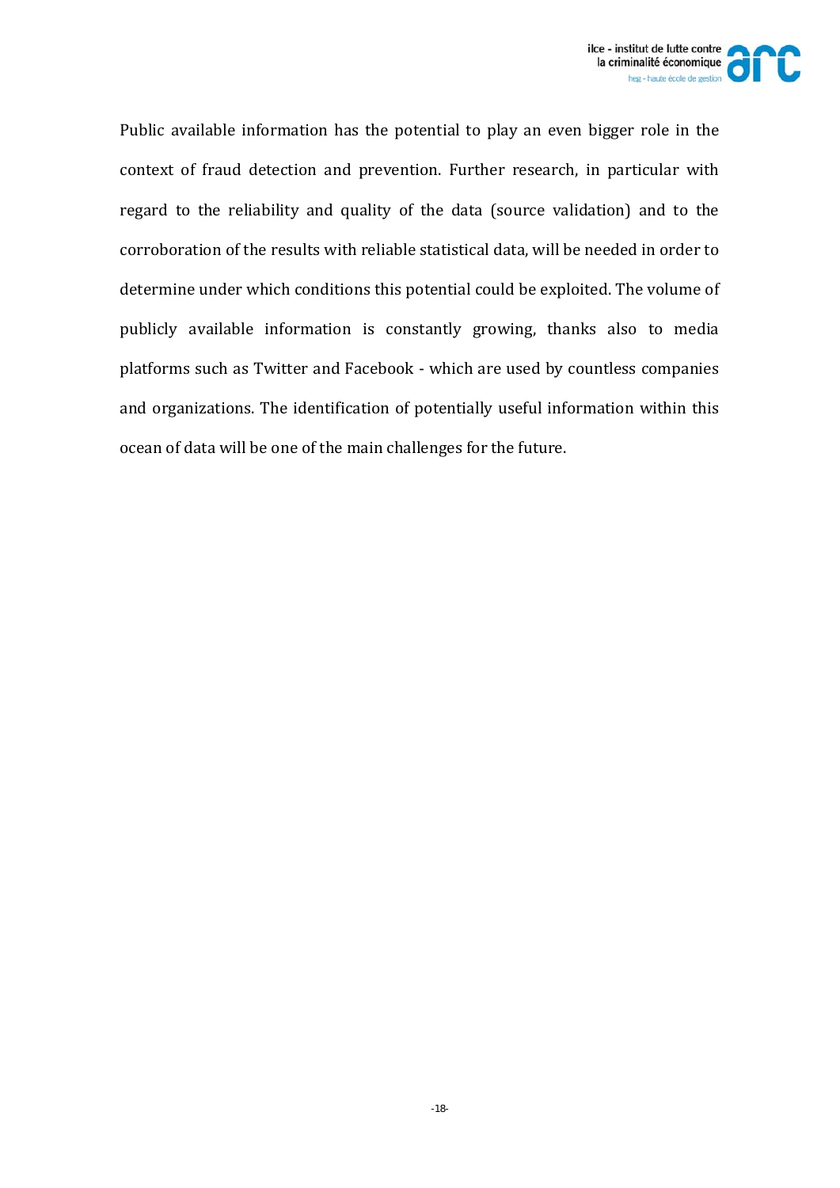Public available information has the potential to play an even bigger role in the context of fraud detection and prevention. Further research, in particular with regard to the reliability and quality of the data (source validation) and to the corroboration of the results with reliable statistical data, will be needed in order to determine under which conditions this potential could be exploited. The volume of publicly available information is constantly growing, thanks also to media platforms such as Twitter and Facebook - which are used by countless companies and organizations. The identification of potentially useful information within this ocean of data will be one of the main challenges for the future.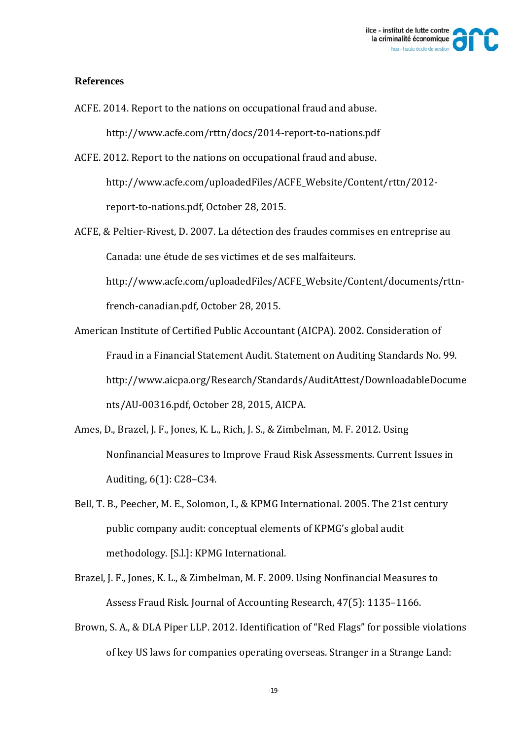**References**

ACFE. 2014. Report to the nations on occupational fraud and abuse. http://www.acfe.com/rttn/docs/2014-report-to-nations.pdf

ACFE. 2012. Report to the nations on occupational fraud and abuse. http://www.acfe.com/uploadedFiles/ACFE_Website/Content/rttn/2012-report-to-nations.pdf, October 28, 2015.

ACFE, & Peltier-Rivest, D. 2007. La détection des fraudes commises en entreprise au Canada: une étude de ses victimes et de ses malfaiteurs. http://www.acfe.com/uploadedFiles/ACFE_Website/Content/documents/rttn-french-canadian.pdf, October 28, 2015.

American Institute of Certified Public Accountant (AICPA). 2002. Consideration of Fraud in a Financial Statement Audit. Statement on Auditing Standards No. 99. http://www.aicpa.org/Research/Standards/AuditAttest/DownloadableDocuments/AU-00316.pdf, October 28, 2015, AICPA.

Ames, D., Brazel, J. F., Jones, K. L., Rich, J. S., & Zimbelman, M. F. 2012. Using Nonfinancial Measures to Improve Fraud Risk Assessments. Current Issues in Auditing, 6(1): C28–C34.

Bell, T. B., Peecher, M. E., Solomon, I., & KPMG International. 2005. The 21st century public company audit: conceptual elements of KPMG's global audit methodology. [S.l.]: KPMG International.

Brazel, J. F., Jones, K. L., & Zimbelman, M. F. 2009. Using Nonfinancial Measures to Assess Fraud Risk. Journal of Accounting Research, 47(5): 1135–1166.

Brown, S. A., & DLA Piper LLP. 2012. Identification of "Red Flags" for possible violations of key US laws for companies operating overseas. Stranger in a Strange Land: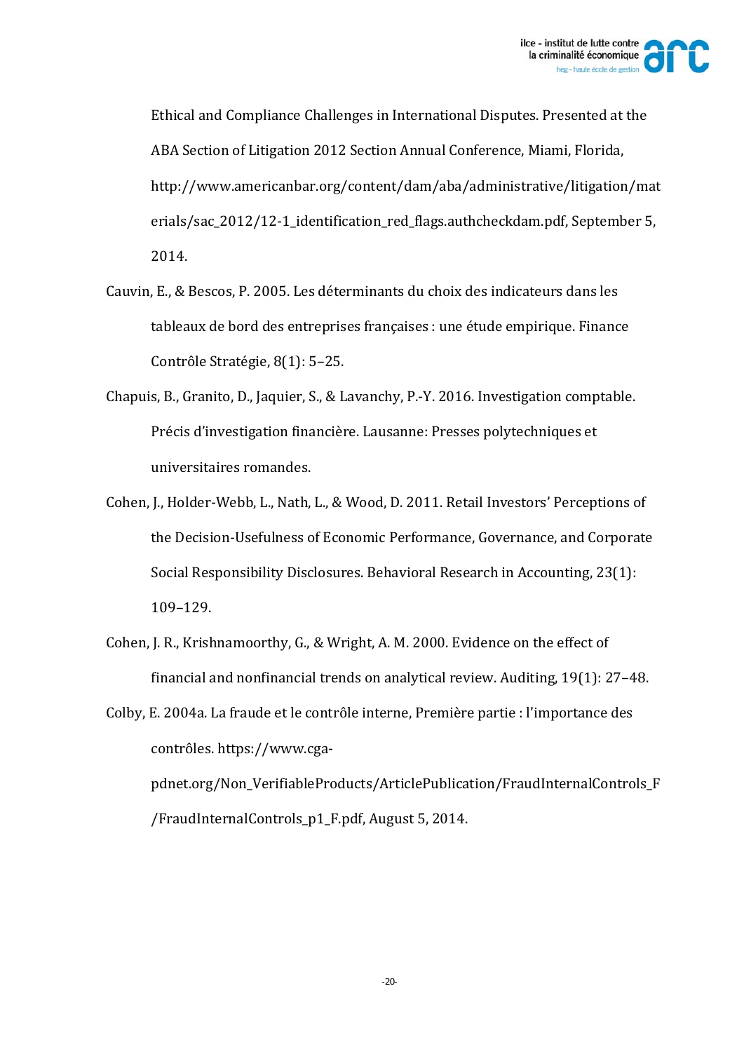Ethical and Compliance Challenges in International Disputes. Presented at the ABA Section of Litigation 2012 Section Annual Conference, Miami, Florida, http://www.americanbar.org/content/dam/aba/administrative/litigation/materials/sac_2012/12-1_identification_red_flags.authcheckdam.pdf, September 5, 2014.

Cauvin, E., & Bescos, P. 2005. Les déterminants du choix des indicateurs dans les tableaux de bord des entreprises françaises : une étude empirique. Finance Contrôle Stratégie, 8(1): 5–25.

Chapuis, B., Granito, D., Jaquier, S., & Lavanchy, P.-Y. 2016. Investigation comptable. Précis d'investigation financière. Lausanne: Presses polytechniques et universitaires romandes.

Cohen, J., Holder-Webb, L., Nath, L., & Wood, D. 2011. Retail Investors' Perceptions of the Decision-Usefulness of Economic Performance, Governance, and Corporate Social Responsibility Disclosures. Behavioral Research in Accounting, 23(1): 109–129.

Cohen, J. R., Krishnamoorthy, G., & Wright, A. M. 2000. Evidence on the effect of financial and nonfinancial trends on analytical review. Auditing, 19(1): 27–48.

Colby, E. 2004a. La fraude et le contrôle interne, Première partie : l'importance des contrôles. https://www.cga-pdnet.org/Non_VerifiableProducts/ArticlePublication/FraudInternalControls_F/FraudInternalControls_p1_F.pdf, August 5, 2014.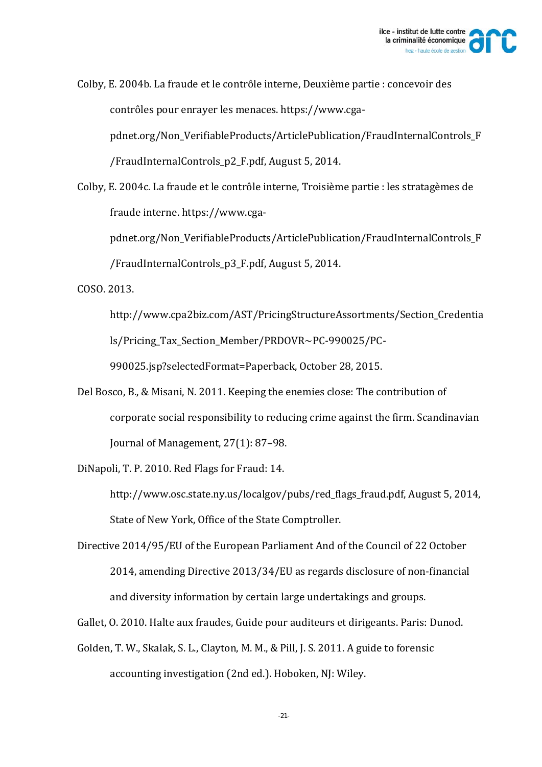Colby, E. 2004b. La fraude et le contrôle interne, Deuxième partie : concevoir des contrôles pour enrayer les menaces. https://www.cga-pdnet.org/Non_VerifiableProducts/ArticlePublication/FraudInternalControls_F/FraudInternalControls_p2_F.pdf, August 5, 2014.

Colby, E. 2004c. La fraude et le contrôle interne, Troisième partie : les stratagèmes de fraude interne. https://www.cga-pdnet.org/Non_VerifiableProducts/ArticlePublication/FraudInternalControls_F/FraudInternalControls_p3_F.pdf, August 5, 2014.

COSO. 2013. http://www.cpa2biz.com/AST/PricingStructureAssortments/Section_Credentials/Pricing_Tax_Section_Member/PRDOVR~PC-990025/PC-990025.jsp?selectedFormat=Paperback, October 28, 2015.

Del Bosco, B., & Misani, N. 2011. Keeping the enemies close: The contribution of corporate social responsibility to reducing crime against the firm. Scandinavian Journal of Management, 27(1): 87–98.

DiNapoli, T. P. 2010. Red Flags for Fraud: 14. http://www.osc.state.ny.us/localgov/pubs/red_flags_fraud.pdf, August 5, 2014, State of New York, Office of the State Comptroller.

Directive 2014/95/EU of the European Parliament And of the Council of 22 October 2014, amending Directive 2013/34/EU as regards disclosure of non-financial and diversity information by certain large undertakings and groups.

Gallet, O. 2010. Halte aux fraudes, Guide pour auditeurs et dirigeants. Paris: Dunod.

Golden, T. W., Skalak, S. L., Clayton, M. M., & Pill, J. S. 2011. A guide to forensic accounting investigation (2nd ed.). Hoboken, NJ: Wiley.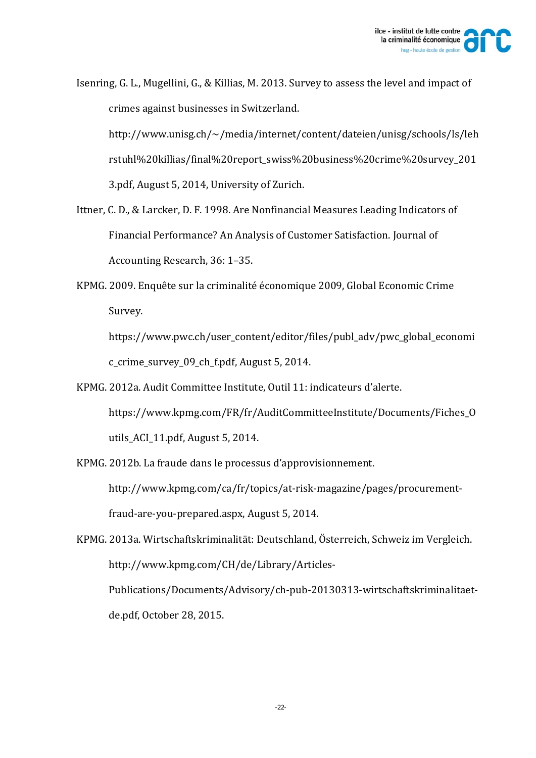Isenring, G. L., Mugellini, G., & Killias, M. 2013. Survey to assess the level and impact of crimes against businesses in Switzerland. http://www.unisg.ch/~/media/internet/content/dateien/unisg/schools/ls/lehrstuhl%20killias/final%20report_swiss%20business%20crime%20survey_2013.pdf, August 5, 2014, University of Zurich.

Ittner, C. D., & Larcker, D. F. 1998. Are Nonfinancial Measures Leading Indicators of Financial Performance? An Analysis of Customer Satisfaction. Journal of Accounting Research, 36: 1–35.

KPMG. 2009. Enquête sur la criminalité économique 2009, Global Economic Crime Survey. https://www.pwc.ch/user_content/editor/files/publ_adv/pwc_global_economic_crime_survey_09_ch_f.pdf, August 5, 2014.

KPMG. 2012a. Audit Committee Institute, Outil 11: indicateurs d'alerte. https://www.kpmg.com/FR/fr/AuditCommitteeInstitute/Documents/Fiches_Outils_ACI_11.pdf, August 5, 2014.

KPMG. 2012b. La fraude dans le processus d'approvisionnement. http://www.kpmg.com/ca/fr/topics/at-risk-magazine/pages/procurement-fraud-are-you-prepared.aspx, August 5, 2014.

KPMG. 2013a. Wirtschaftskriminalität: Deutschland, Österreich, Schweiz im Vergleich. http://www.kpmg.com/CH/de/Library/Articles-Publications/Documents/Advisory/ch-pub-20130313-wirtschaftskriminalitaet-de.pdf, October 28, 2015.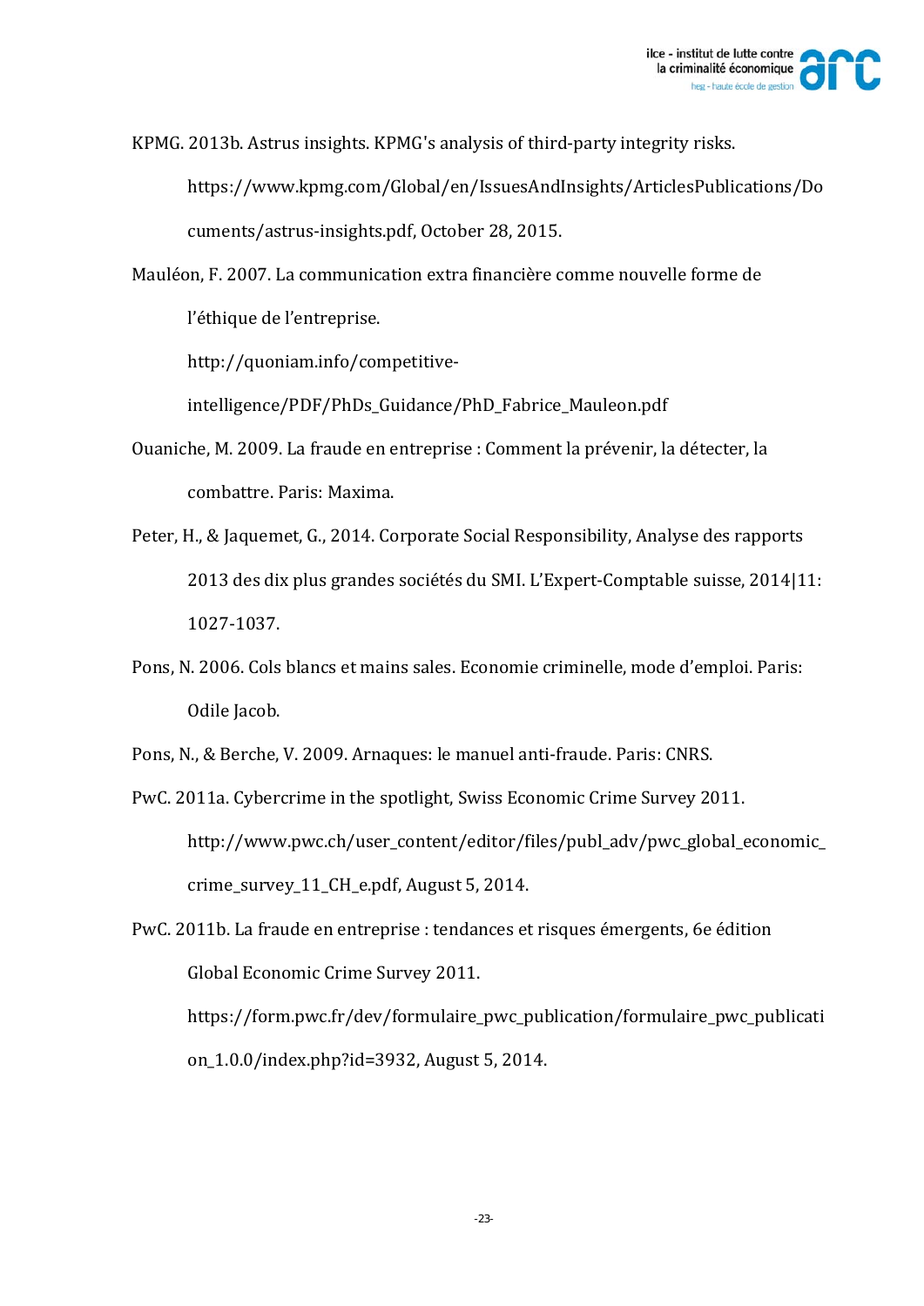KPMG. 2013b. Astrus insights. KPMG's analysis of third-party integrity risks. https://www.kpmg.com/Global/en/IssuesAndInsights/ArticlesPublications/Documents/astrus-insights.pdf, October 28, 2015.

Mauléon, F. 2007. La communication extra financière comme nouvelle forme de l'éthique de l'entreprise. http://quoniam.info/competitive-intelligence/PDF/PhDs_Guidance/PhD_Fabrice_Mauleon.pdf

Ouaniche, M. 2009. La fraude en entreprise : Comment la prévenir, la détecter, la combattre. Paris: Maxima.

Peter, H., & Jaquemet, G., 2014. Corporate Social Responsibility, Analyse des rapports 2013 des dix plus grandes sociétés du SMI. L'Expert-Comptable suisse, 2014|11: 1027-1037.

Pons, N. 2006. Cols blancs et mains sales. Economie criminelle, mode d'emploi. Paris: Odile Jacob.

Pons, N., & Berche, V. 2009. Arnaques: le manuel anti-fraude. Paris: CNRS.

PwC. 2011a. Cybercrime in the spotlight, Swiss Economic Crime Survey 2011. http://www.pwc.ch/user_content/editor/files/publ_adv/pwc_global_economic_crime_survey_11_CH_e.pdf, August 5, 2014.

PwC. 2011b. La fraude en entreprise : tendances et risques émergents, 6e édition Global Economic Crime Survey 2011. https://form.pwc.fr/dev/formulaire_pwc_publication/formulaire_pwc_publication_1.0.0/index.php?id=3932, August 5, 2014.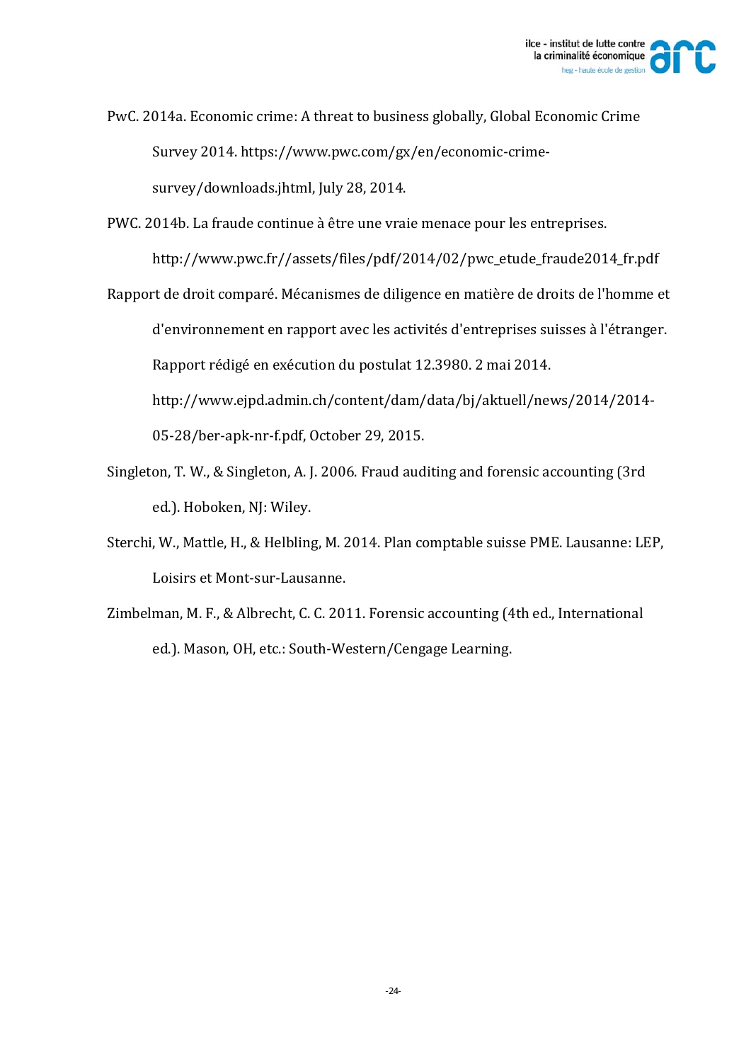PwC. 2014a. Economic crime: A threat to business globally, Global Economic Crime Survey 2014. https://www.pwc.com/gx/en/economic-crime-survey/downloads.jhtml, July 28, 2014.

PWC. 2014b. La fraude continue à être une vraie menace pour les entreprises. http://www.pwc.fr//assets/files/pdf/2014/02/pwc_etude_fraude2014_fr.pdf

Rapport de droit comparé. Mécanismes de diligence en matière de droits de l'homme et d'environnement en rapport avec les activités d'entreprises suisses à l'étranger. Rapport rédigé en exécution du postulat 12.3980. 2 mai 2014. http://www.ejpd.admin.ch/content/dam/data/bj/aktuell/news/2014/2014-05-28/ber-apk-nr-f.pdf, October 29, 2015.

Singleton, T. W., & Singleton, A. J. 2006. Fraud auditing and forensic accounting (3rd ed.). Hoboken, NJ: Wiley.

Sterchi, W., Mattle, H., & Helbling, M. 2014. Plan comptable suisse PME. Lausanne: LEP, Loisirs et Mont-sur-Lausanne.

Zimbelman, M. F., & Albrecht, C. C. 2011. Forensic accounting (4th ed., International ed.). Mason, OH, etc.: South-Western/Cengage Learning.